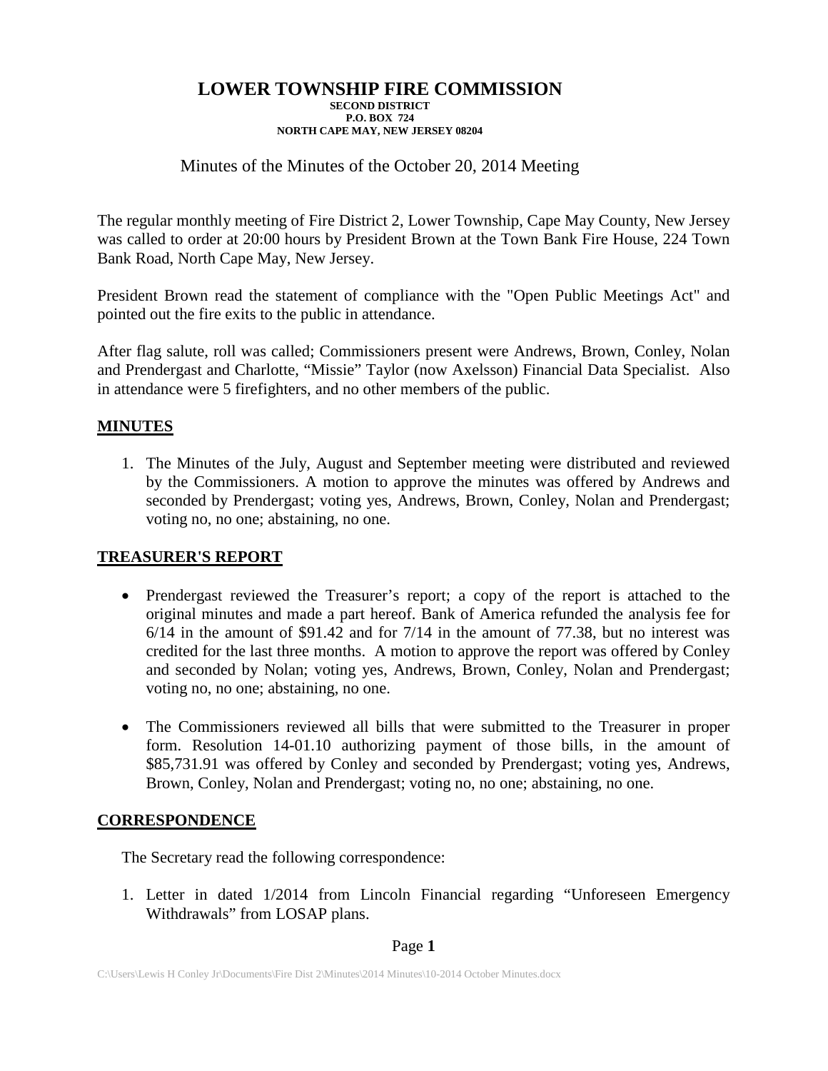# LOWER TOWNSHIP FIRE COMMISSION

**SECOND DISTRICT**
**P.O. BOX 724**
**NORTH CAPE MAY, NEW JERSEY 08204**

Minutes of the Minutes of the October 20, 2014 Meeting

The regular monthly meeting of Fire District 2, Lower Township, Cape May County, New Jersey was called to order at 20:00 hours by President Brown at the Town Bank Fire House, 224 Town Bank Road, North Cape May, New Jersey.

President Brown read the statement of compliance with the "Open Public Meetings Act" and pointed out the fire exits to the public in attendance.

After flag salute, roll was called; Commissioners present were Andrews, Brown, Conley, Nolan and Prendergast and Charlotte, "Missie" Taylor (now Axelsson) Financial Data Specialist. Also in attendance were 5 firefighters, and no other members of the public.

## MINUTES

1. The Minutes of the July, August and September meeting were distributed and reviewed by the Commissioners. A motion to approve the minutes was offered by Andrews and seconded by Prendergast; voting yes, Andrews, Brown, Conley, Nolan and Prendergast; voting no, no one; abstaining, no one.

## TREASURER'S REPORT

- Prendergast reviewed the Treasurer's report; a copy of the report is attached to the original minutes and made a part hereof. Bank of America refunded the analysis fee for 6/14 in the amount of $91.42 and for 7/14 in the amount of 77.38, but no interest was credited for the last three months. A motion to approve the report was offered by Conley and seconded by Nolan; voting yes, Andrews, Brown, Conley, Nolan and Prendergast; voting no, no one; abstaining, no one.

- The Commissioners reviewed all bills that were submitted to the Treasurer in proper form. Resolution 14-01.10 authorizing payment of those bills, in the amount of $85,731.91 was offered by Conley and seconded by Prendergast; voting yes, Andrews, Brown, Conley, Nolan and Prendergast; voting no, no one; abstaining, no one.

## CORRESPONDENCE

The Secretary read the following correspondence:

1. Letter in dated 1/2014 from Lincoln Financial regarding "Unforeseen Emergency Withdrawals" from LOSAP plans.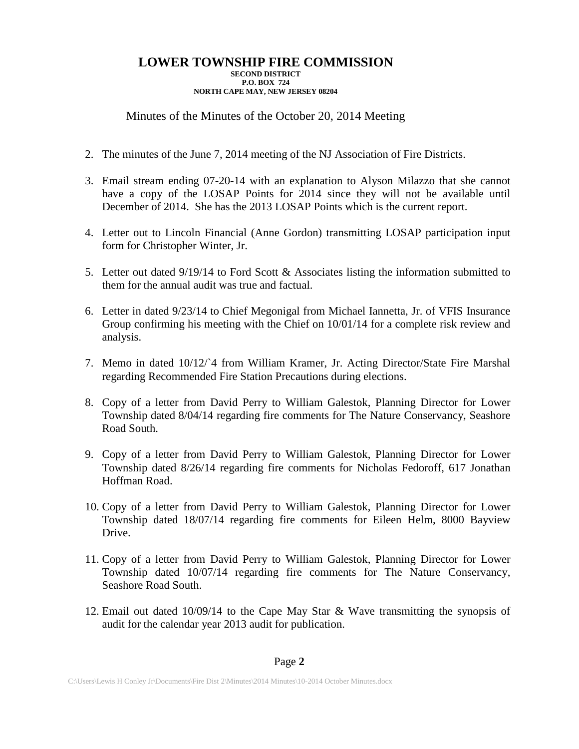# LOWER TOWNSHIP FIRE COMMISSION

**SECOND DISTRICT**
**P.O. BOX 724**
**NORTH CAPE MAY, NEW JERSEY 08204**

Minutes of the Minutes of the October 20, 2014 Meeting

2. The minutes of the June 7, 2014 meeting of the NJ Association of Fire Districts.

3. Email stream ending 07-20-14 with an explanation to Alyson Milazzo that she cannot have a copy of the LOSAP Points for 2014 since they will not be available until December of 2014. She has the 2013 LOSAP Points which is the current report.

4. Letter out to Lincoln Financial (Anne Gordon) transmitting LOSAP participation input form for Christopher Winter, Jr.

5. Letter out dated 9/19/14 to Ford Scott & Associates listing the information submitted to them for the annual audit was true and factual.

6. Letter in dated 9/23/14 to Chief Megonigal from Michael Iannetta, Jr. of VFIS Insurance Group confirming his meeting with the Chief on 10/01/14 for a complete risk review and analysis.

7. Memo in dated 10/12/`4 from William Kramer, Jr. Acting Director/State Fire Marshal regarding Recommended Fire Station Precautions during elections.

8. Copy of a letter from David Perry to William Galestok, Planning Director for Lower Township dated 8/04/14 regarding fire comments for The Nature Conservancy, Seashore Road South.

9. Copy of a letter from David Perry to William Galestok, Planning Director for Lower Township dated 8/26/14 regarding fire comments for Nicholas Fedoroff, 617 Jonathan Hoffman Road.

10. Copy of a letter from David Perry to William Galestok, Planning Director for Lower Township dated 18/07/14 regarding fire comments for Eileen Helm, 8000 Bayview Drive.

11. Copy of a letter from David Perry to William Galestok, Planning Director for Lower Township dated 10/07/14 regarding fire comments for The Nature Conservancy, Seashore Road South.

12. Email out dated 10/09/14 to the Cape May Star & Wave transmitting the synopsis of audit for the calendar year 2013 audit for publication.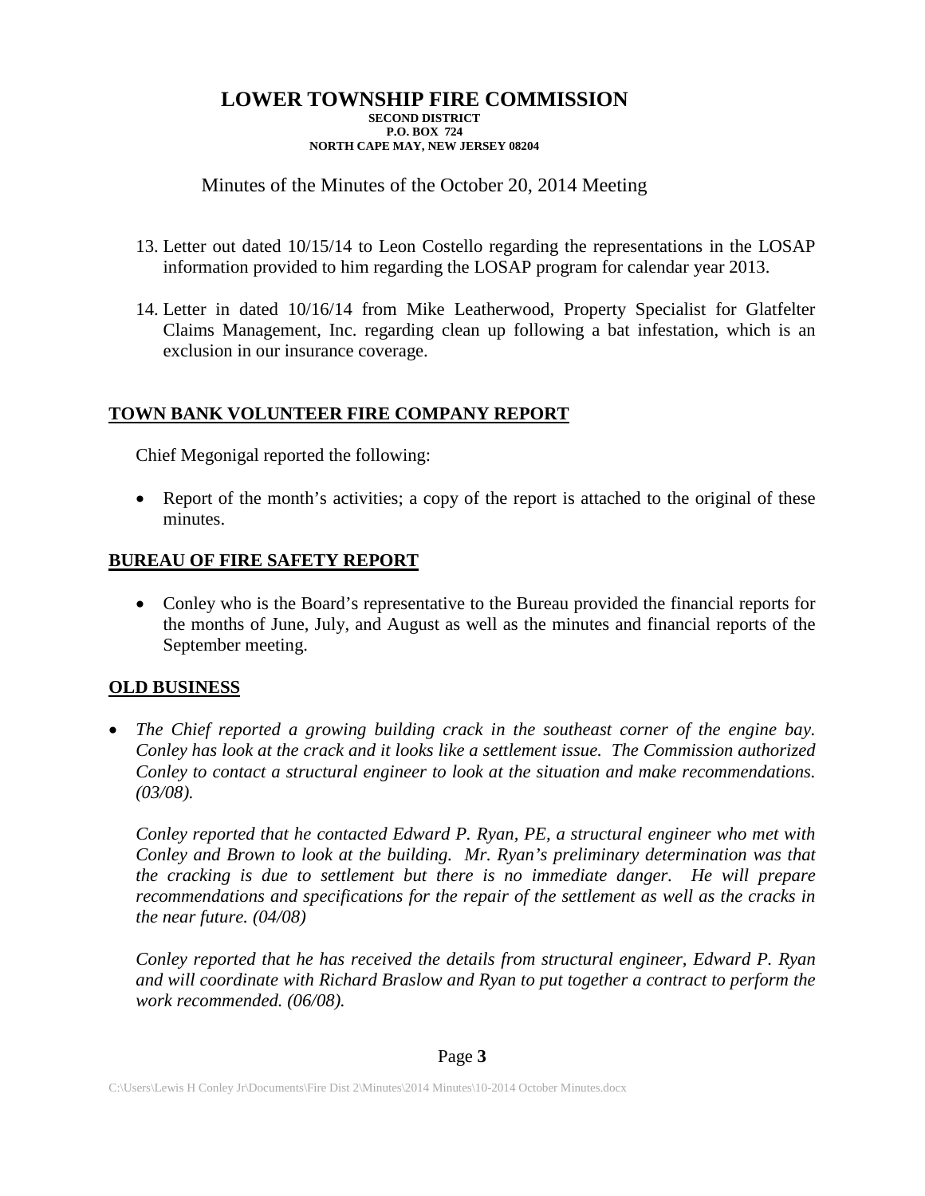# LOWER TOWNSHIP FIRE COMMISSION

**SECOND DISTRICT**
**P.O. BOX 724**
**NORTH CAPE MAY, NEW JERSEY 08204**

Minutes of the Minutes of the October 20, 2014 Meeting

13. Letter out dated 10/15/14 to Leon Costello regarding the representations in the LOSAP information provided to him regarding the LOSAP program for calendar year 2013.

14. Letter in dated 10/16/14 from Mike Leatherwood, Property Specialist for Glatfelter Claims Management, Inc. regarding clean up following a bat infestation, which is an exclusion in our insurance coverage.

## TOWN BANK VOLUNTEER FIRE COMPANY REPORT

Chief Megonigal reported the following:

- Report of the month's activities; a copy of the report is attached to the original of these minutes.

## BUREAU OF FIRE SAFETY REPORT

- Conley who is the Board's representative to the Bureau provided the financial reports for the months of June, July, and August as well as the minutes and financial reports of the September meeting.

## OLD BUSINESS

- *The Chief reported a growing building crack in the southeast corner of the engine bay. Conley has look at the crack and it looks like a settlement issue. The Commission authorized Conley to contact a structural engineer to look at the situation and make recommendations. (03/08).*

  *Conley reported that he contacted Edward P. Ryan, PE, a structural engineer who met with Conley and Brown to look at the building. Mr. Ryan's preliminary determination was that the cracking is due to settlement but there is no immediate danger. He will prepare recommendations and specifications for the repair of the settlement as well as the cracks in the near future. (04/08)*

  *Conley reported that he has received the details from structural engineer, Edward P. Ryan and will coordinate with Richard Braslow and Ryan to put together a contract to perform the work recommended. (06/08).*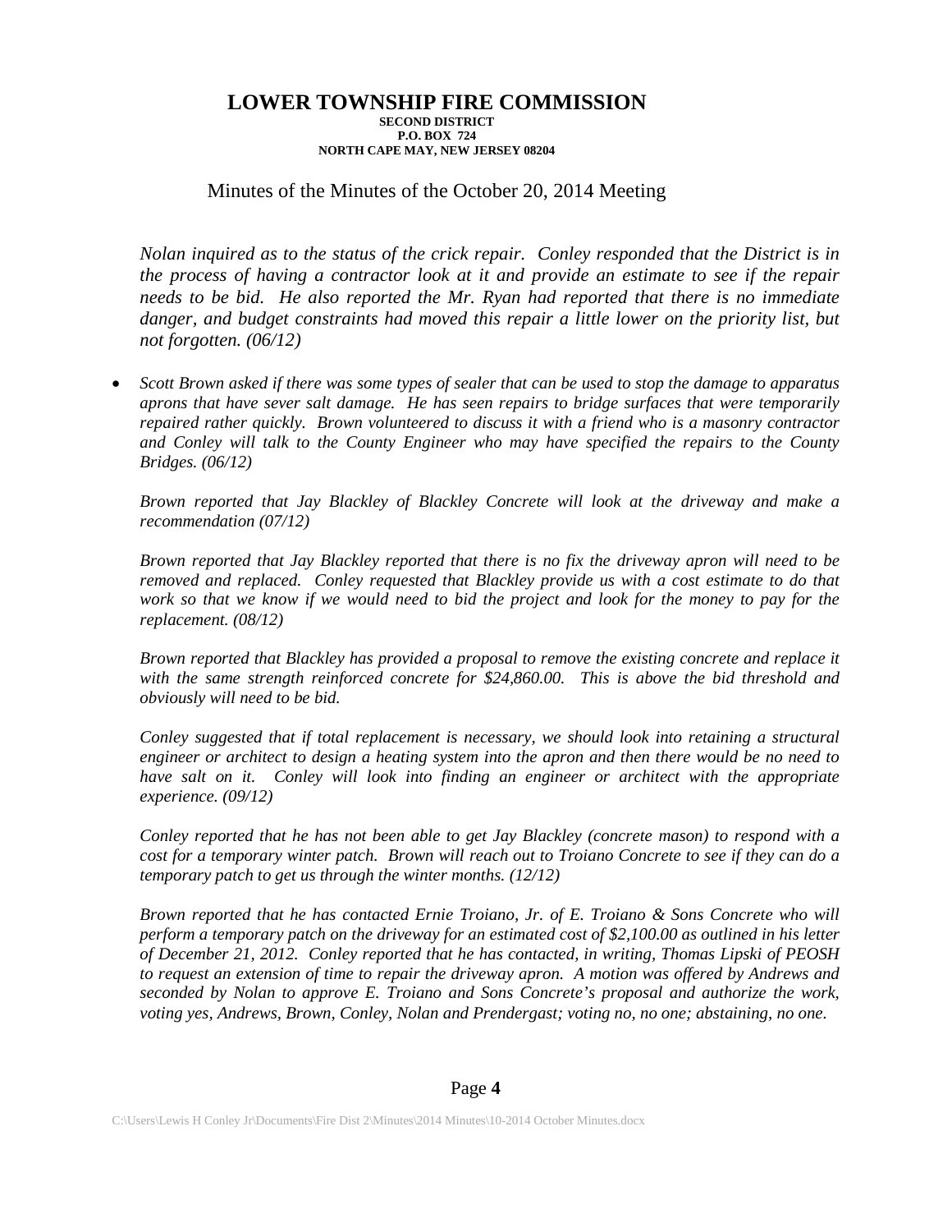# LOWER TOWNSHIP FIRE COMMISSION

**SECOND DISTRICT**
**P.O. BOX 724**
**NORTH CAPE MAY, NEW JERSEY 08204**

Minutes of the Minutes of the October 20, 2014 Meeting

*Nolan inquired as to the status of the crick repair. Conley responded that the District is in the process of having a contractor look at it and provide an estimate to see if the repair needs to be bid. He also reported the Mr. Ryan had reported that there is no immediate danger, and budget constraints had moved this repair a little lower on the priority list, but not forgotten. (06/12)*

- *Scott Brown asked if there was some types of sealer that can be used to stop the damage to apparatus aprons that have sever salt damage. He has seen repairs to bridge surfaces that were temporarily repaired rather quickly. Brown volunteered to discuss it with a friend who is a masonry contractor and Conley will talk to the County Engineer who may have specified the repairs to the County Bridges. (06/12)*

  *Brown reported that Jay Blackley of Blackley Concrete will look at the driveway and make a recommendation (07/12)*

  *Brown reported that Jay Blackley reported that there is no fix the driveway apron will need to be removed and replaced. Conley requested that Blackley provide us with a cost estimate to do that work so that we know if we would need to bid the project and look for the money to pay for the replacement. (08/12)*

  *Brown reported that Blackley has provided a proposal to remove the existing concrete and replace it with the same strength reinforced concrete for $24,860.00. This is above the bid threshold and obviously will need to be bid.*

  *Conley suggested that if total replacement is necessary, we should look into retaining a structural engineer or architect to design a heating system into the apron and then there would be no need to have salt on it. Conley will look into finding an engineer or architect with the appropriate experience. (09/12)*

  *Conley reported that he has not been able to get Jay Blackley (concrete mason) to respond with a cost for a temporary winter patch. Brown will reach out to Troiano Concrete to see if they can do a temporary patch to get us through the winter months. (12/12)*

  *Brown reported that he has contacted Ernie Troiano, Jr. of E. Troiano & Sons Concrete who will perform a temporary patch on the driveway for an estimated cost of $2,100.00 as outlined in his letter of December 21, 2012. Conley reported that he has contacted, in writing, Thomas Lipski of PEOSH to request an extension of time to repair the driveway apron. A motion was offered by Andrews and seconded by Nolan to approve E. Troiano and Sons Concrete's proposal and authorize the work, voting yes, Andrews, Brown, Conley, Nolan and Prendergast; voting no, no one; abstaining, no one.*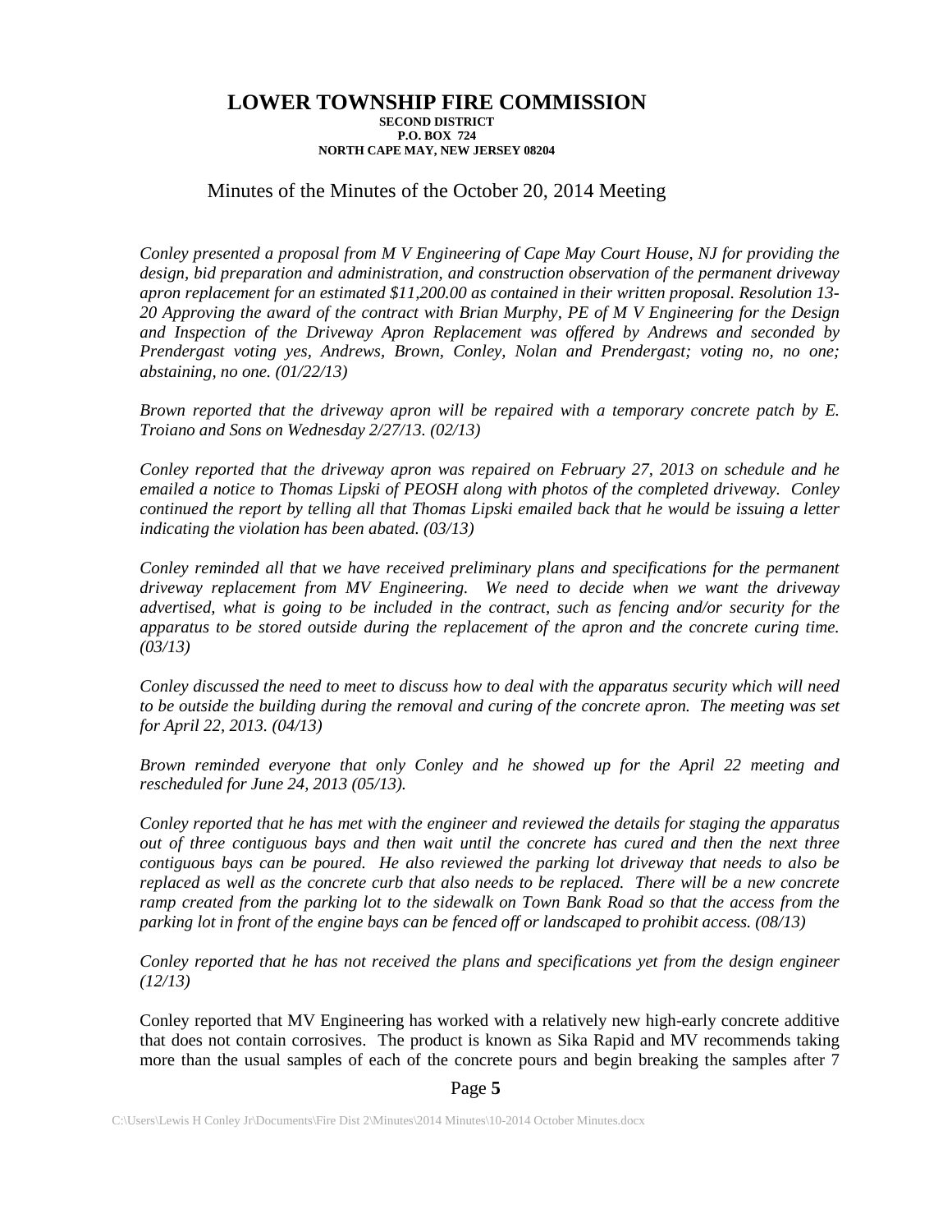# LOWER TOWNSHIP FIRE COMMISSION

**SECOND DISTRICT**
**P.O. BOX 724**
**NORTH CAPE MAY, NEW JERSEY 08204**

Minutes of the Minutes of the October 20, 2014 Meeting

*Conley presented a proposal from M V Engineering of Cape May Court House, NJ for providing the design, bid preparation and administration, and construction observation of the permanent driveway apron replacement for an estimated $11,200.00 as contained in their written proposal. Resolution 13-20 Approving the award of the contract with Brian Murphy, PE of M V Engineering for the Design and Inspection of the Driveway Apron Replacement was offered by Andrews and seconded by Prendergast voting yes, Andrews, Brown, Conley, Nolan and Prendergast; voting no, no one; abstaining, no one. (01/22/13)*

*Brown reported that the driveway apron will be repaired with a temporary concrete patch by E. Troiano and Sons on Wednesday 2/27/13. (02/13)*

*Conley reported that the driveway apron was repaired on February 27, 2013 on schedule and he emailed a notice to Thomas Lipski of PEOSH along with photos of the completed driveway. Conley continued the report by telling all that Thomas Lipski emailed back that he would be issuing a letter indicating the violation has been abated. (03/13)*

*Conley reminded all that we have received preliminary plans and specifications for the permanent driveway replacement from MV Engineering. We need to decide when we want the driveway advertised, what is going to be included in the contract, such as fencing and/or security for the apparatus to be stored outside during the replacement of the apron and the concrete curing time. (03/13)*

*Conley discussed the need to meet to discuss how to deal with the apparatus security which will need to be outside the building during the removal and curing of the concrete apron. The meeting was set for April 22, 2013. (04/13)*

*Brown reminded everyone that only Conley and he showed up for the April 22 meeting and rescheduled for June 24, 2013 (05/13).*

*Conley reported that he has met with the engineer and reviewed the details for staging the apparatus out of three contiguous bays and then wait until the concrete has cured and then the next three contiguous bays can be poured. He also reviewed the parking lot driveway that needs to also be replaced as well as the concrete curb that also needs to be replaced. There will be a new concrete ramp created from the parking lot to the sidewalk on Town Bank Road so that the access from the parking lot in front of the engine bays can be fenced off or landscaped to prohibit access. (08/13)*

*Conley reported that he has not received the plans and specifications yet from the design engineer (12/13)*

Conley reported that MV Engineering has worked with a relatively new high-early concrete additive that does not contain corrosives. The product is known as Sika Rapid and MV recommends taking more than the usual samples of each of the concrete pours and begin breaking the samples after 7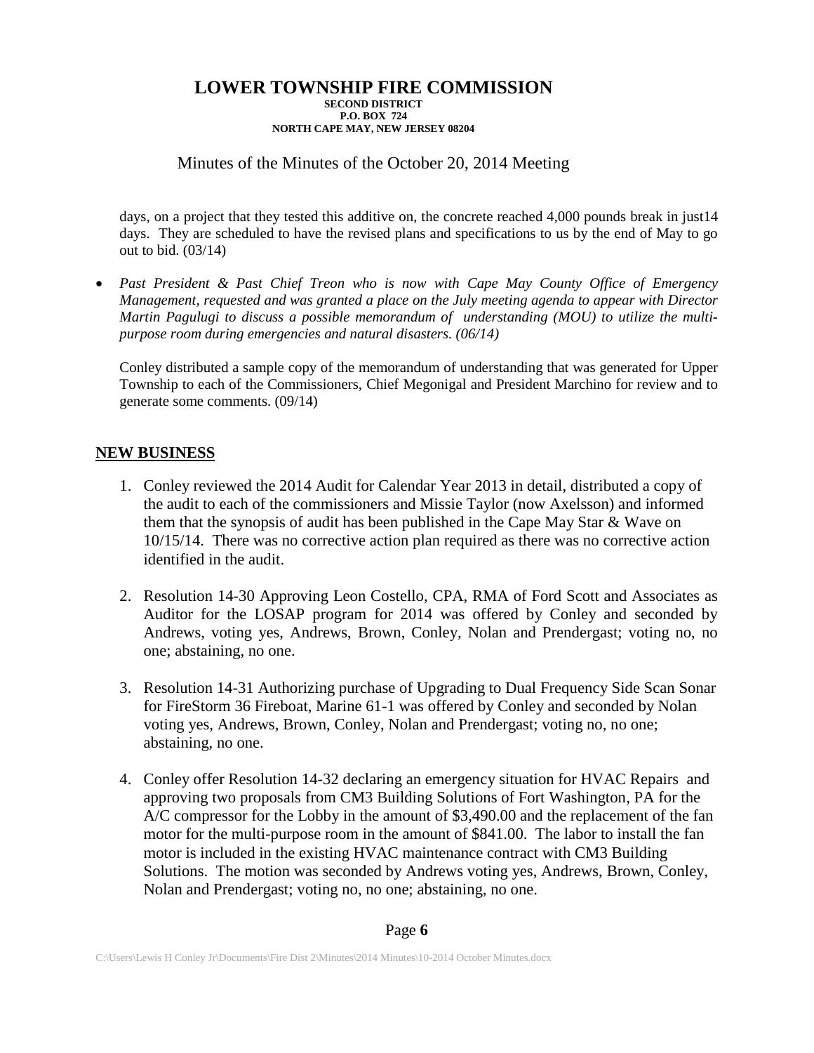days, on a project that they tested this additive on, the concrete reached 4,000 pounds break in just14 days. They are scheduled to have the revised plans and specifications to us by the end of May to go out to bid. (03/14)

- *Past President & Past Chief Treon who is now with Cape May County Office of Emergency Management, requested and was granted a place on the July meeting agenda to appear with Director Martin Pagulugi to discuss a possible memorandum of understanding (MOU) to utilize the multi-purpose room during emergencies and natural disasters. (06/14)*

  Conley distributed a sample copy of the memorandum of understanding that was generated for Upper Township to each of the Commissioners, Chief Megonigal and President Marchino for review and to generate some comments. (09/14)

## NEW BUSINESS

1. Conley reviewed the 2014 Audit for Calendar Year 2013 in detail, distributed a copy of the audit to each of the commissioners and Missie Taylor (now Axelsson) and informed them that the synopsis of audit has been published in the Cape May Star & Wave on 10/15/14. There was no corrective action plan required as there was no corrective action identified in the audit.

2. Resolution 14-30 Approving Leon Costello, CPA, RMA of Ford Scott and Associates as Auditor for the LOSAP program for 2014 was offered by Conley and seconded by Andrews, voting yes, Andrews, Brown, Conley, Nolan and Prendergast; voting no, no one; abstaining, no one.

3. Resolution 14-31 Authorizing purchase of Upgrading to Dual Frequency Side Scan Sonar for FireStorm 36 Fireboat, Marine 61-1 was offered by Conley and seconded by Nolan voting yes, Andrews, Brown, Conley, Nolan and Prendergast; voting no, no one; abstaining, no one.

4. Conley offer Resolution 14-32 declaring an emergency situation for HVAC Repairs and approving two proposals from CM3 Building Solutions of Fort Washington, PA for the A/C compressor for the Lobby in the amount of $3,490.00 and the replacement of the fan motor for the multi-purpose room in the amount of $841.00. The labor to install the fan motor is included in the existing HVAC maintenance contract with CM3 Building Solutions. The motion was seconded by Andrews voting yes, Andrews, Brown, Conley, Nolan and Prendergast; voting no, no one; abstaining, no one.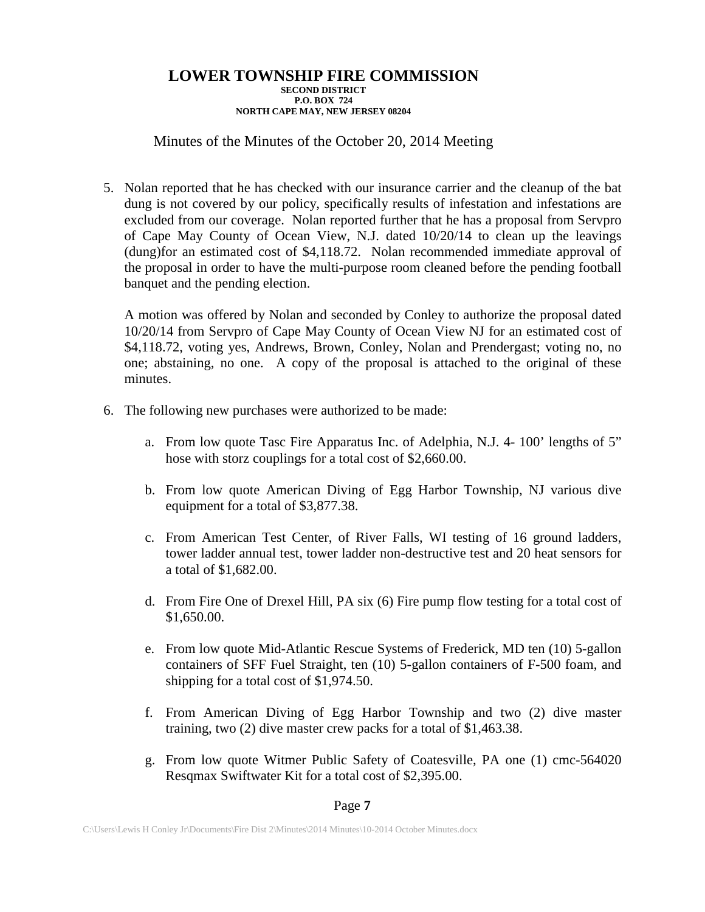# LOWER TOWNSHIP FIRE COMMISSION

**SECOND DISTRICT**
**P.O. BOX 724**
**NORTH CAPE MAY, NEW JERSEY 08204**

Minutes of the Minutes of the October 20, 2014 Meeting

5. Nolan reported that he has checked with our insurance carrier and the cleanup of the bat dung is not covered by our policy, specifically results of infestation and infestations are excluded from our coverage. Nolan reported further that he has a proposal from Servpro of Cape May County of Ocean View, N.J. dated 10/20/14 to clean up the leavings (dung)for an estimated cost of $4,118.72. Nolan recommended immediate approval of the proposal in order to have the multi-purpose room cleaned before the pending football banquet and the pending election.

   A motion was offered by Nolan and seconded by Conley to authorize the proposal dated 10/20/14 from Servpro of Cape May County of Ocean View NJ for an estimated cost of $4,118.72, voting yes, Andrews, Brown, Conley, Nolan and Prendergast; voting no, no one; abstaining, no one. A copy of the proposal is attached to the original of these minutes.

6. The following new purchases were authorized to be made:

   a. From low quote Tasc Fire Apparatus Inc. of Adelphia, N.J. 4- 100' lengths of 5" hose with storz couplings for a total cost of $2,660.00.

   b. From low quote American Diving of Egg Harbor Township, NJ various dive equipment for a total of $3,877.38.

   c. From American Test Center, of River Falls, WI testing of 16 ground ladders, tower ladder annual test, tower ladder non-destructive test and 20 heat sensors for a total of $1,682.00.

   d. From Fire One of Drexel Hill, PA six (6) Fire pump flow testing for a total cost of $1,650.00.

   e. From low quote Mid-Atlantic Rescue Systems of Frederick, MD ten (10) 5-gallon containers of SFF Fuel Straight, ten (10) 5-gallon containers of F-500 foam, and shipping for a total cost of $1,974.50.

   f. From American Diving of Egg Harbor Township and two (2) dive master training, two (2) dive master crew packs for a total of $1,463.38.

   g. From low quote Witmer Public Safety of Coatesville, PA one (1) cmc-564020 Resqmax Swiftwater Kit for a total cost of $2,395.00.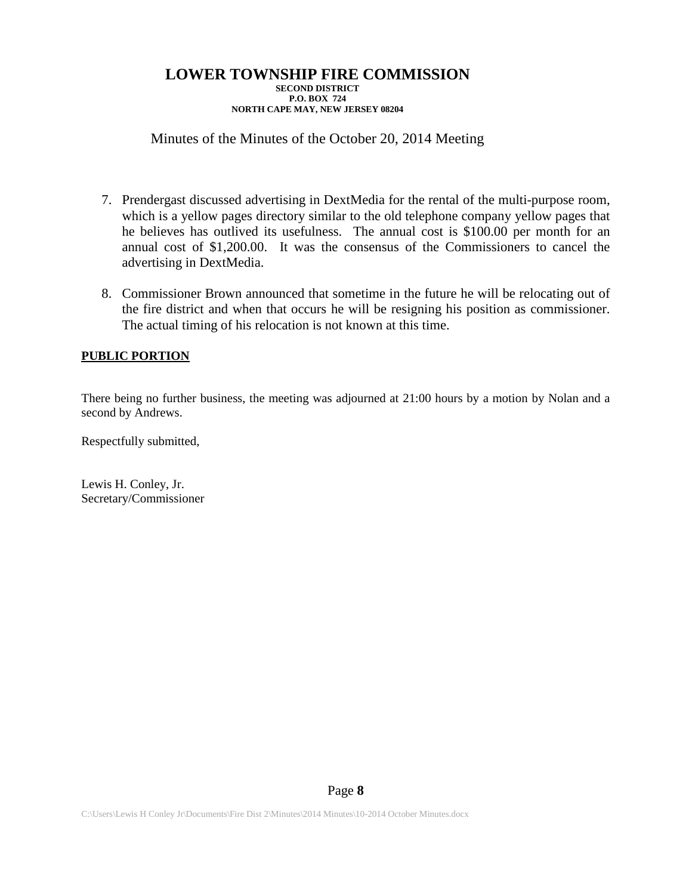# LOWER TOWNSHIP FIRE COMMISSION

**SECOND DISTRICT**
**P.O. BOX 724**
**NORTH CAPE MAY, NEW JERSEY 08204**

Minutes of the Minutes of the October 20, 2014 Meeting

7. Prendergast discussed advertising in DextMedia for the rental of the multi-purpose room, which is a yellow pages directory similar to the old telephone company yellow pages that he believes has outlived its usefulness. The annual cost is $100.00 per month for an annual cost of $1,200.00. It was the consensus of the Commissioners to cancel the advertising in DextMedia.

8. Commissioner Brown announced that sometime in the future he will be relocating out of the fire district and when that occurs he will be resigning his position as commissioner. The actual timing of his relocation is not known at this time.

**PUBLIC PORTION**

There being no further business, the meeting was adjourned at 21:00 hours by a motion by Nolan and a second by Andrews.

Respectfully submitted,

Lewis H. Conley, Jr.
Secretary/Commissioner

C:\Users\Lewis H Conley Jr\Documents\Fire Dist 2\Minutes\2014 Minutes\10-2014 October Minutes.docx